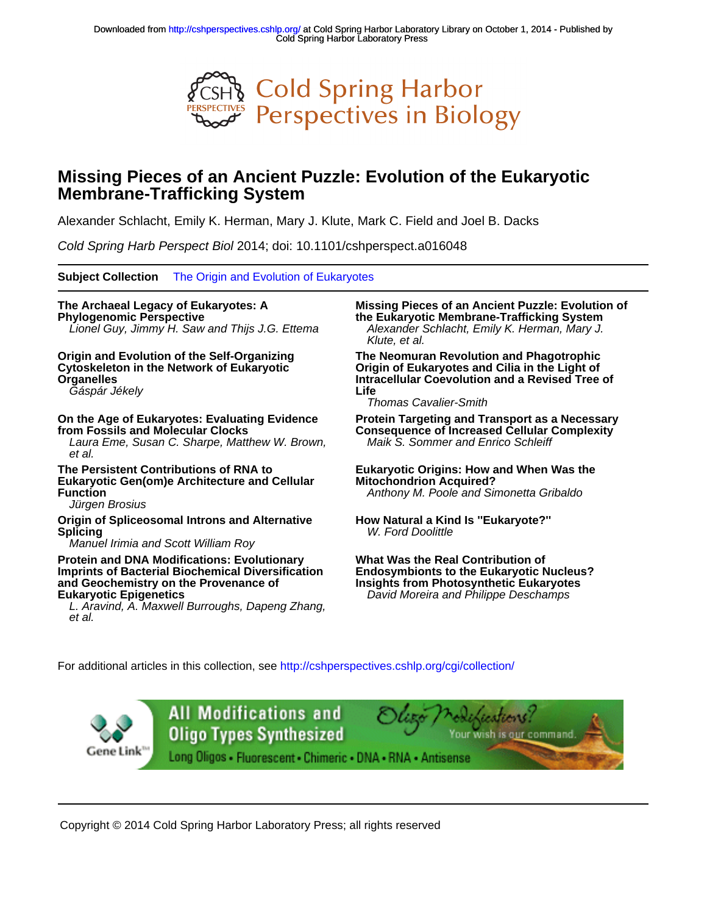Downloaded from http://cshperspectives.cshlp.org/ at Cold Spring Harbor Laboratory Library on October 1, 2014 - Published by Cold Spring Harbor Laboratory Press

# Missing Pieces of an Ancient Puzzle: Evolution of the Eukaryotic Membrane-Trafficking System

Alexander Schlacht, Emily K. Herman, Mary J. Klute, Mark C. Field and Joel B. Dacks

*Cold Spring Harb Perspect Biol* 2014; doi: 10.1101/cshperspect.a016048

**Subject Collection** The Origin and Evolution of Eukaryotes

**The Archaeal Legacy of Eukaryotes: A Phylogenomic Perspective**
*Lionel Guy, Jimmy H. Saw and Thijs J.G. Ettema*

**Origin and Evolution of the Self-Organizing Cytoskeleton in the Network of Eukaryotic Organelles**
*Gáspár Jékely*

**On the Age of Eukaryotes: Evaluating Evidence from Fossils and Molecular Clocks**
*Laura Eme, Susan C. Sharpe, Matthew W. Brown, et al.*

**The Persistent Contributions of RNA to Eukaryotic Gen(om)e Architecture and Cellular Function**
*Jürgen Brosius*

**Origin of Spliceosomal Introns and Alternative Splicing**
*Manuel Irimia and Scott William Roy*

**Protein and DNA Modifications: Evolutionary Imprints of Bacterial Biochemical Diversification and Geochemistry on the Provenance of Eukaryotic Epigenetics**
*L. Aravind, A. Maxwell Burroughs, Dapeng Zhang, et al.*

**Missing Pieces of an Ancient Puzzle: Evolution of the Eukaryotic Membrane-Trafficking System**
*Alexander Schlacht, Emily K. Herman, Mary J. Klute, et al.*

**The Neomuran Revolution and Phagotrophic Origin of Eukaryotes and Cilia in the Light of Intracellular Coevolution and a Revised Tree of Life**
*Thomas Cavalier-Smith*

**Protein Targeting and Transport as a Necessary Consequence of Increased Cellular Complexity**
*Maik S. Sommer and Enrico Schleiff*

**Eukaryotic Origins: How and When Was the Mitochondrion Acquired?**
*Anthony M. Poole and Simonetta Gribaldo*

**How Natural a Kind Is "Eukaryote?"**
*W. Ford Doolittle*

**What Was the Real Contribution of Endosymbionts to the Eukaryotic Nucleus? Insights from Photosynthetic Eukaryotes**
*David Moreira and Philippe Deschamps*

For additional articles in this collection, see http://cshperspectives.cshlp.org/cgi/collection/

Copyright © 2014 Cold Spring Harbor Laboratory Press; all rights reserved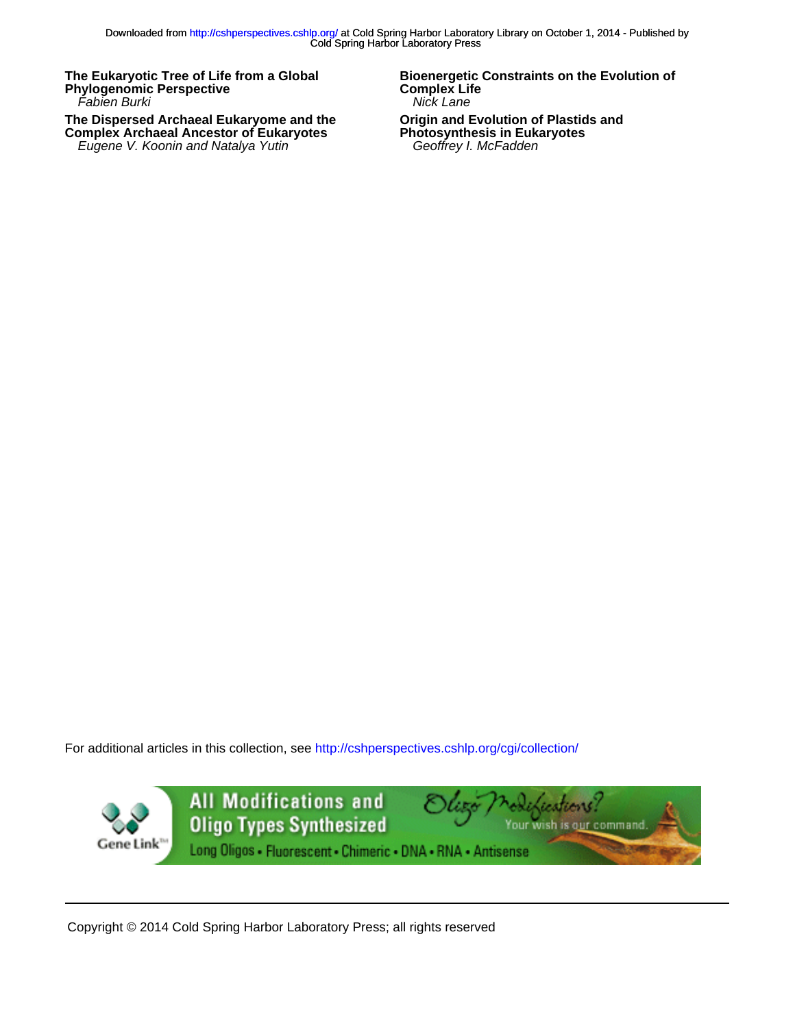**The Eukaryotic Tree of Life from a Global Phylogenomic Perspective**
*Fabien Burki*

**The Dispersed Archaeal Eukaryome and the Complex Archaeal Ancestor of Eukaryotes**
*Eugene V. Koonin and Natalya Yutin*

**Bioenergetic Constraints on the Evolution of Complex Life**
*Nick Lane*

**Origin and Evolution of Plastids and Photosynthesis in Eukaryotes**
*Geoffrey I. McFadden*

For additional articles in this collection, see http://cshperspectives.cshlp.org/cgi/collection/

Copyright © 2014 Cold Spring Harbor Laboratory Press; all rights reserved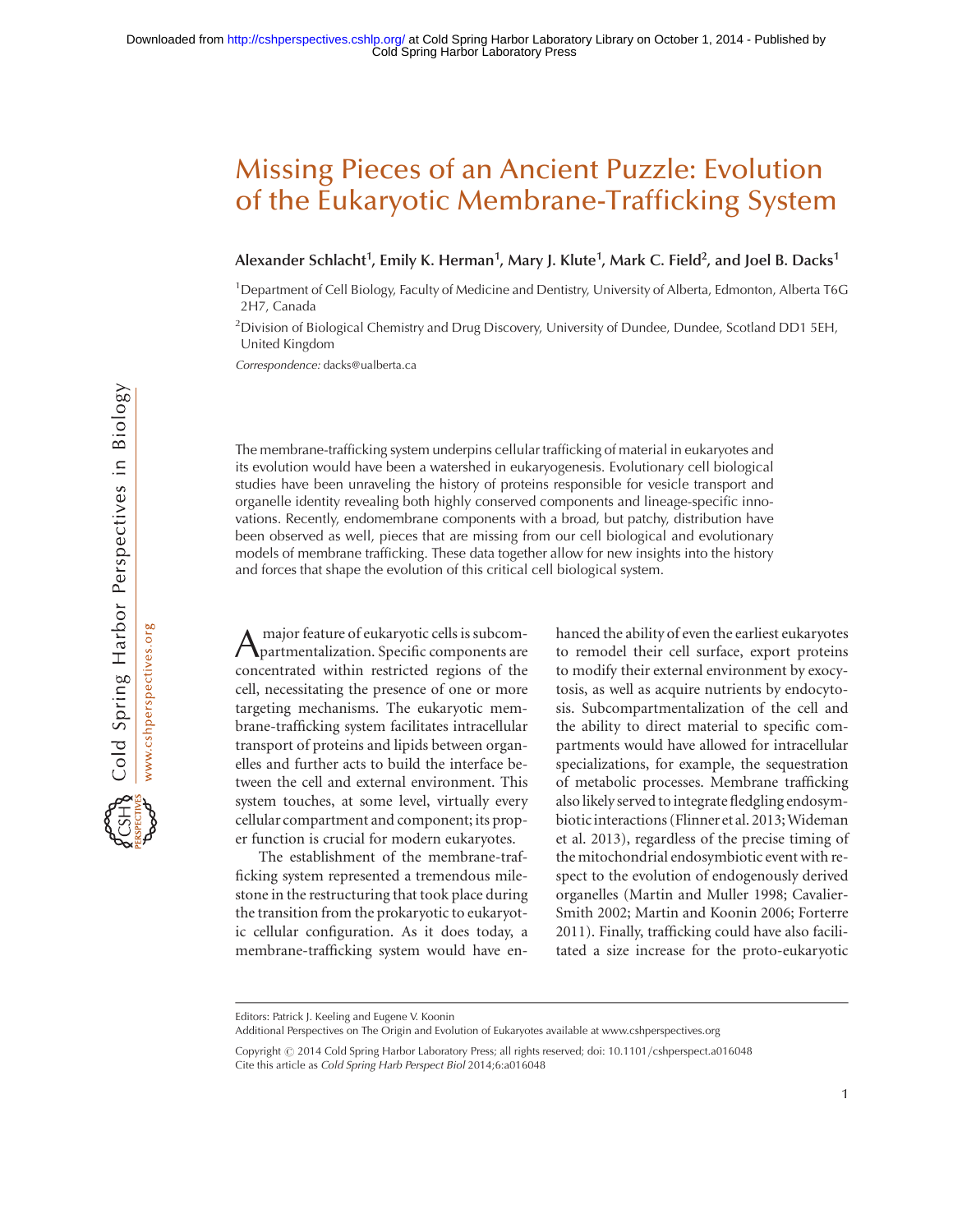# Missing Pieces of an Ancient Puzzle: Evolution of the Eukaryotic Membrane-Trafficking System

**Alexander Schlacht[1], Emily K. Herman[1], Mary J. Klute[1], Mark C. Field[2], and Joel B. Dacks[1]**

[1]Department of Cell Biology, Faculty of Medicine and Dentistry, University of Alberta, Edmonton, Alberta T6G 2H7, Canada

[2]Division of Biological Chemistry and Drug Discovery, University of Dundee, Dundee, Scotland DD1 5EH, United Kingdom

*Correspondence:* dacks@ualberta.ca

The membrane-trafficking system underpins cellular trafficking of material in eukaryotes and its evolution would have been a watershed in eukaryogenesis. Evolutionary cell biological studies have been unraveling the history of proteins responsible for vesicle transport and organelle identity revealing both highly conserved components and lineage-specific innovations. Recently, endomembrane components with a broad, but patchy, distribution have been observed as well, pieces that are missing from our cell biological and evolutionary models of membrane trafficking. These data together allow for new insights into the history and forces that shape the evolution of this critical cell biological system.

A major feature of eukaryotic cells is subcompartmentalization. Specific components are concentrated within restricted regions of the cell, necessitating the presence of one or more targeting mechanisms. The eukaryotic membrane-trafficking system facilitates intracellular transport of proteins and lipids between organelles and further acts to build the interface between the cell and external environment. This system touches, at some level, virtually every cellular compartment and component; its proper function is crucial for modern eukaryotes.

The establishment of the membrane-trafficking system represented a tremendous milestone in the restructuring that took place during the transition from the prokaryotic to eukaryotic cellular configuration. As it does today, a membrane-trafficking system would have enhanced the ability of even the earliest eukaryotes to remodel their cell surface, export proteins to modify their external environment by exocytosis, as well as acquire nutrients by endocytosis. Subcompartmentalization of the cell and the ability to direct material to specific compartments would have allowed for intracellular specializations, for example, the sequestration of metabolic processes. Membrane trafficking also likely served to integrate fledgling endosymbiotic interactions (Flinner et al. 2013; Wideman et al. 2013), regardless of the precise timing of the mitochondrial endosymbiotic event with respect to the evolution of endogenously derived organelles (Martin and Muller 1998; Cavalier-Smith 2002; Martin and Koonin 2006; Forterre 2011). Finally, trafficking could have also facilitated a size increase for the proto-eukaryotic

Editors: Patrick J. Keeling and Eugene V. Koonin

Additional Perspectives on The Origin and Evolution of Eukaryotes available at www.cshperspectives.org

Copyright © 2014 Cold Spring Harbor Laboratory Press; all rights reserved; doi: 10.1101/cshperspect.a016048

Cite this article as *Cold Spring Harb Perspect Biol* 2014;6:a016048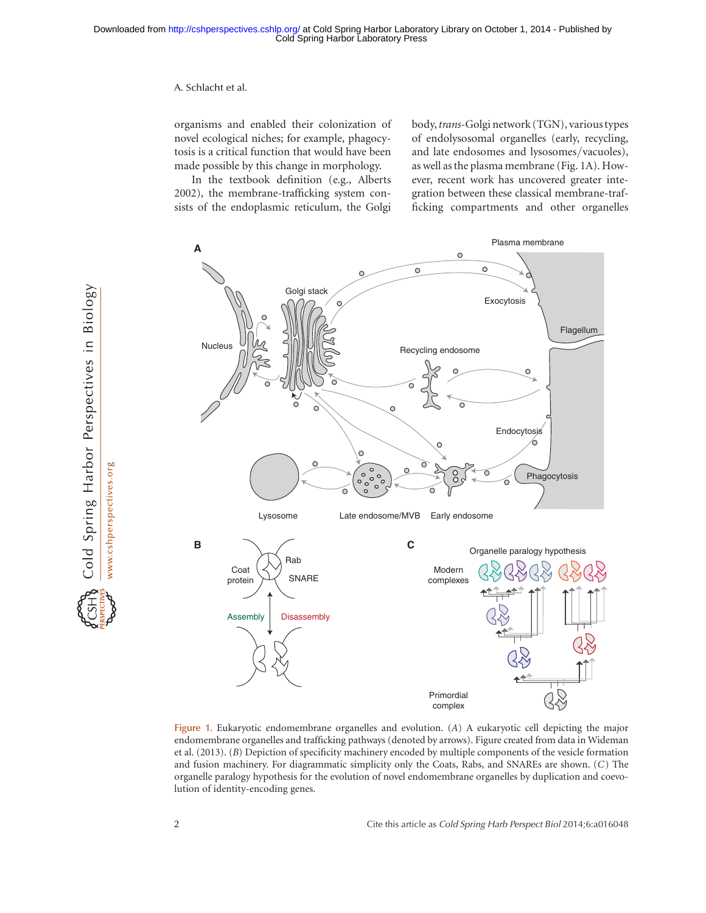organisms and enabled their colonization of novel ecological niches; for example, phagocytosis is a critical function that would have been made possible by this change in morphology.

In the textbook definition (e.g., Alberts 2002), the membrane-trafficking system consists of the endoplasmic reticulum, the Golgi body, *trans*-Golgi network (TGN), various types of endolysosomal organelles (early, recycling, and late endosomes and lysosomes/vacuoles), as well as the plasma membrane (Fig. 1A). However, recent work has uncovered greater integration between these classical membrane-trafficking compartments and other organelles

Figure 1. Eukaryotic endomembrane organelles and evolution. (*A*) A eukaryotic cell depicting the major endomembrane organelles and trafficking pathways (denoted by arrows). Figure created from data in Wideman et al. (2013). (*B*) Depiction of specificity machinery encoded by multiple components of the vesicle formation and fusion machinery. For diagrammatic simplicity only the Coats, Rabs, and SNAREs are shown. (*C*) The organelle paralogy hypothesis for the evolution of novel endomembrane organelles by duplication and coevolution of identity-encoding genes.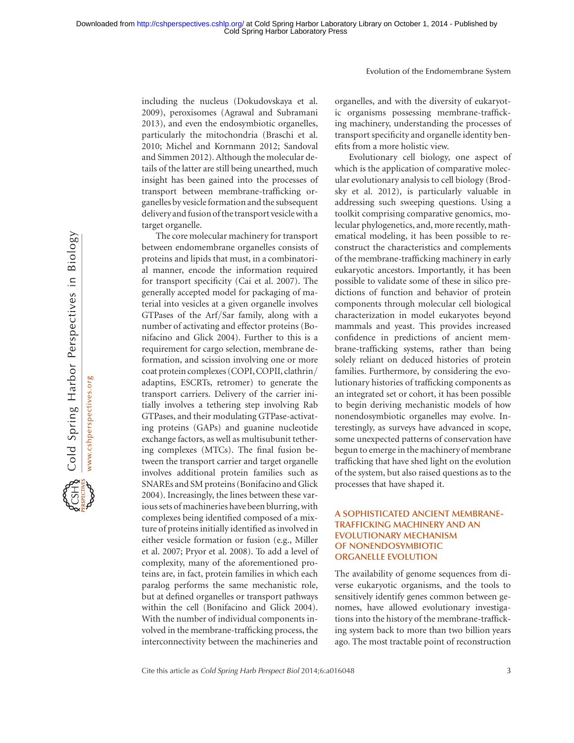including the nucleus (Dokudovskaya et al. 2009), peroxisomes (Agrawal and Subramani 2013), and even the endosymbiotic organelles, particularly the mitochondria (Braschi et al. 2010; Michel and Kornmann 2012; Sandoval and Simmen 2012). Although the molecular details of the latter are still being unearthed, much insight has been gained into the processes of transport between membrane-trafficking organelles by vesicle formation and the subsequent delivery and fusion of the transport vesicle with a target organelle.

The core molecular machinery for transport between endomembrane organelles consists of proteins and lipids that must, in a combinatorial manner, encode the information required for transport specificity (Cai et al. 2007). The generally accepted model for packaging of material into vesicles at a given organelle involves GTPases of the Arf/Sar family, along with a number of activating and effector proteins (Bonifacino and Glick 2004). Further to this is a requirement for cargo selection, membrane deformation, and scission involving one or more coat protein complexes (COPI, COPII, clathrin/adaptins, ESCRTs, retromer) to generate the transport carriers. Delivery of the carrier initially involves a tethering step involving Rab GTPases, and their modulating GTPase-activating proteins (GAPs) and guanine nucleotide exchange factors, as well as multisubunit tethering complexes (MTCs). The final fusion between the transport carrier and target organelle involves additional protein families such as SNAREs and SM proteins (Bonifacino and Glick 2004). Increasingly, the lines between these various sets of machineries have been blurring, with complexes being identified composed of a mixture of proteins initially identified as involved in either vesicle formation or fusion (e.g., Miller et al. 2007; Pryor et al. 2008). To add a level of complexity, many of the aforementioned proteins are, in fact, protein families in which each paralog performs the same mechanistic role, but at defined organelles or transport pathways within the cell (Bonifacino and Glick 2004). With the number of individual components involved in the membrane-trafficking process, the interconnectivity between the machineries and organelles, and with the diversity of eukaryotic organisms possessing membrane-trafficking machinery, understanding the processes of transport specificity and organelle identity benefits from a more holistic view.

Evolutionary cell biology, one aspect of which is the application of comparative molecular evolutionary analysis to cell biology (Brodsky et al. 2012), is particularly valuable in addressing such sweeping questions. Using a toolkit comprising comparative genomics, molecular phylogenetics, and, more recently, mathematical modeling, it has been possible to reconstruct the characteristics and complements of the membrane-trafficking machinery in early eukaryotic ancestors. Importantly, it has been possible to validate some of these in silico predictions of function and behavior of protein components through molecular cell biological characterization in model eukaryotes beyond mammals and yeast. This provides increased confidence in predictions of ancient membrane-trafficking systems, rather than being solely reliant on deduced histories of protein families. Furthermore, by considering the evolutionary histories of trafficking components as an integrated set or cohort, it has been possible to begin deriving mechanistic models of how nonendosymbiotic organelles may evolve. Interestingly, as surveys have advanced in scope, some unexpected patterns of conservation have begun to emerge in the machinery of membrane trafficking that have shed light on the evolution of the system, but also raised questions as to the processes that have shaped it.

## A SOPHISTICATED ANCIENT MEMBRANE-TRAFFICKING MACHINERY AND AN EVOLUTIONARY MECHANISM OF NONENDOSYMBIOTIC ORGANELLE EVOLUTION

The availability of genome sequences from diverse eukaryotic organisms, and the tools to sensitively identify genes common between genomes, have allowed evolutionary investigations into the history of the membrane-trafficking system back to more than two billion years ago. The most tractable point of reconstruction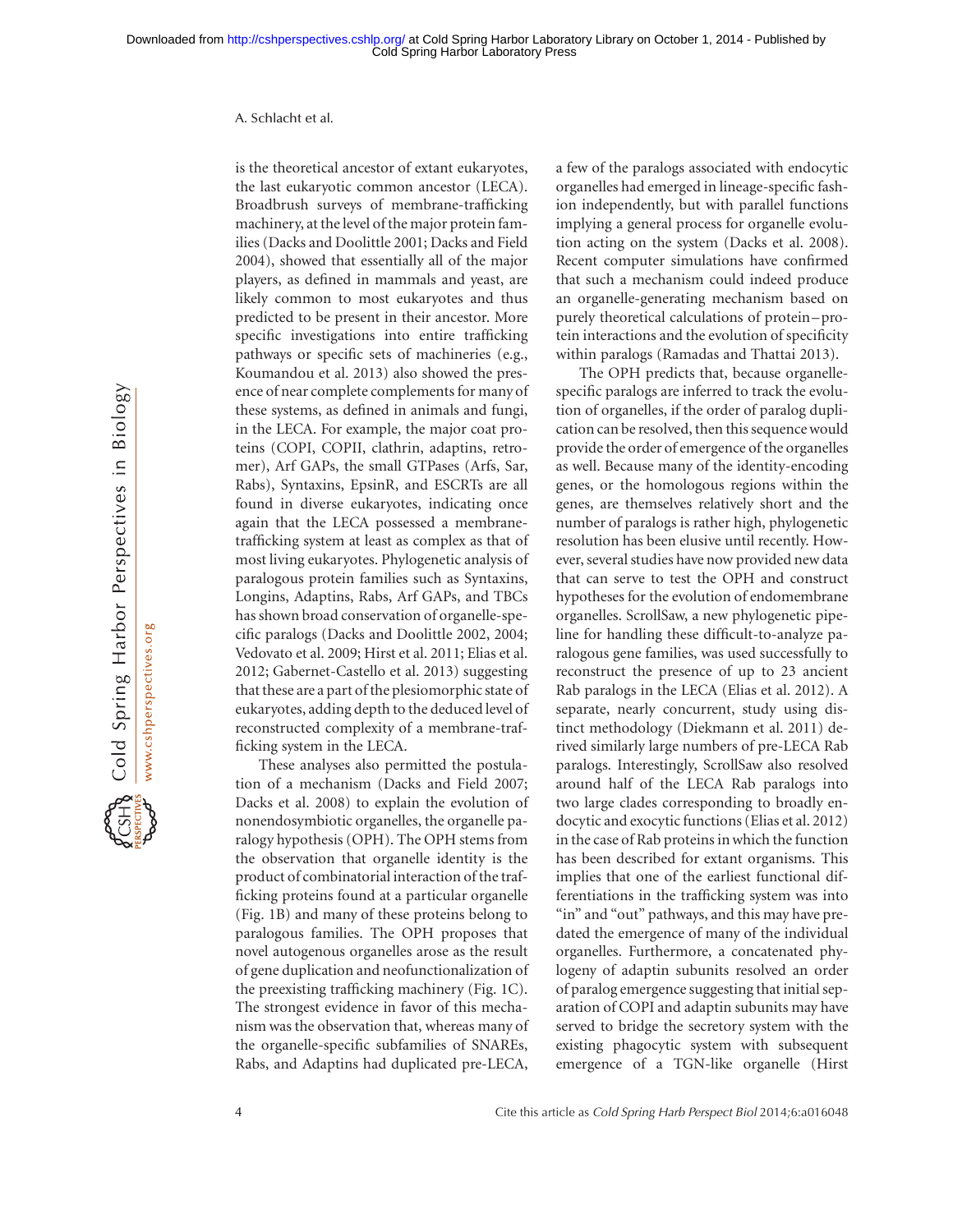is the theoretical ancestor of extant eukaryotes, the last eukaryotic common ancestor (LECA). Broadbrush surveys of membrane-trafficking machinery, at the level of the major protein families (Dacks and Doolittle 2001; Dacks and Field 2004), showed that essentially all of the major players, as defined in mammals and yeast, are likely common to most eukaryotes and thus predicted to be present in their ancestor. More specific investigations into entire trafficking pathways or specific sets of machineries (e.g., Koumandou et al. 2013) also showed the presence of near complete complements for many of these systems, as defined in animals and fungi, in the LECA. For example, the major coat proteins (COPI, COPII, clathrin, adaptins, retromer), Arf GAPs, the small GTPases (Arfs, Sar, Rabs), Syntaxins, EpsinR, and ESCRTs are all found in diverse eukaryotes, indicating once again that the LECA possessed a membrane-trafficking system at least as complex as that of most living eukaryotes. Phylogenetic analysis of paralogous protein families such as Syntaxins, Longins, Adaptins, Rabs, Arf GAPs, and TBCs has shown broad conservation of organelle-specific paralogs (Dacks and Doolittle 2002, 2004; Vedovato et al. 2009; Hirst et al. 2011; Elias et al. 2012; Gabernet-Castello et al. 2013) suggesting that these are a part of the plesiomorphic state of eukaryotes, adding depth to the deduced level of reconstructed complexity of a membrane-trafficking system in the LECA.

These analyses also permitted the postulation of a mechanism (Dacks and Field 2007; Dacks et al. 2008) to explain the evolution of nonendosymbiotic organelles, the organelle paralogy hypothesis (OPH). The OPH stems from the observation that organelle identity is the product of combinatorial interaction of the trafficking proteins found at a particular organelle (Fig. 1B) and many of these proteins belong to paralogous families. The OPH proposes that novel autogenous organelles arose as the result of gene duplication and neofunctionalization of the preexisting trafficking machinery (Fig. 1C). The strongest evidence in favor of this mechanism was the observation that, whereas many of the organelle-specific subfamilies of SNAREs, Rabs, and Adaptins had duplicated pre-LECA, a few of the paralogs associated with endocytic organelles had emerged in lineage-specific fashion independently, but with parallel functions implying a general process for organelle evolution acting on the system (Dacks et al. 2008). Recent computer simulations have confirmed that such a mechanism could indeed produce an organelle-generating mechanism based on purely theoretical calculations of protein–protein interactions and the evolution of specificity within paralogs (Ramadas and Thattai 2013).

The OPH predicts that, because organelle-specific paralogs are inferred to track the evolution of organelles, if the order of paralog duplication can be resolved, then this sequence would provide the order of emergence of the organelles as well. Because many of the identity-encoding genes, or the homologous regions within the genes, are themselves relatively short and the number of paralogs is rather high, phylogenetic resolution has been elusive until recently. However, several studies have now provided new data that can serve to test the OPH and construct hypotheses for the evolution of endomembrane organelles. ScrollSaw, a new phylogenetic pipeline for handling these difficult-to-analyze paralogous gene families, was used successfully to reconstruct the presence of up to 23 ancient Rab paralogs in the LECA (Elias et al. 2012). A separate, nearly concurrent, study using distinct methodology (Diekmann et al. 2011) derived similarly large numbers of pre-LECA Rab paralogs. Interestingly, ScrollSaw also resolved around half of the LECA Rab paralogs into two large clades corresponding to broadly endocytic and exocytic functions (Elias et al. 2012) in the case of Rab proteins in which the function has been described for extant organisms. This implies that one of the earliest functional differentiations in the trafficking system was into "in" and "out" pathways, and this may have predated the emergence of many of the individual organelles. Furthermore, a concatenated phylogeny of adaptin subunits resolved an order of paralog emergence suggesting that initial separation of COPI and adaptin subunits may have served to bridge the secretory system with the existing phagocytic system with subsequent emergence of a TGN-like organelle (Hirst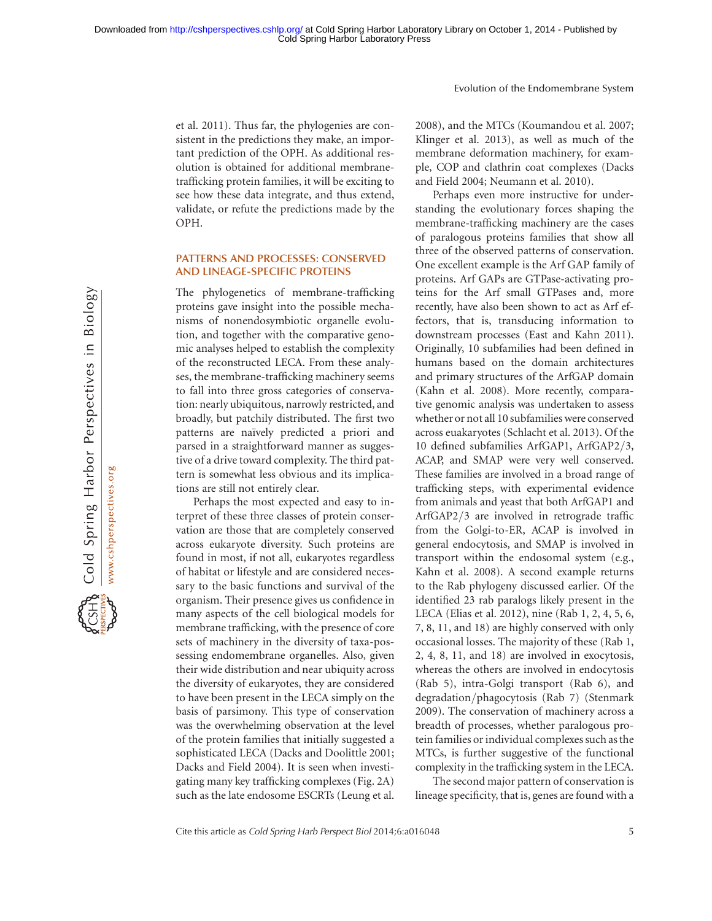et al. 2011). Thus far, the phylogenies are consistent in the predictions they make, an important prediction of the OPH. As additional resolution is obtained for additional membrane-trafficking protein families, it will be exciting to see how these data integrate, and thus extend, validate, or refute the predictions made by the OPH.

## PATTERNS AND PROCESSES: CONSERVED AND LINEAGE-SPECIFIC PROTEINS

The phylogenetics of membrane-trafficking proteins gave insight into the possible mechanisms of nonendosymbiotic organelle evolution, and together with the comparative genomic analyses helped to establish the complexity of the reconstructed LECA. From these analyses, the membrane-trafficking machinery seems to fall into three gross categories of conservation: nearly ubiquitous, narrowly restricted, and broadly, but patchily distributed. The first two patterns are naïvely predicted a priori and parsed in a straightforward manner as suggestive of a drive toward complexity. The third pattern is somewhat less obvious and its implications are still not entirely clear.

Perhaps the most expected and easy to interpret of these three classes of protein conservation are those that are completely conserved across eukaryote diversity. Such proteins are found in most, if not all, eukaryotes regardless of habitat or lifestyle and are considered necessary to the basic functions and survival of the organism. Their presence gives us confidence in many aspects of the cell biological models for membrane trafficking, with the presence of core sets of machinery in the diversity of taxa-possessing endomembrane organelles. Also, given their wide distribution and near ubiquity across the diversity of eukaryotes, they are considered to have been present in the LECA simply on the basis of parsimony. This type of conservation was the overwhelming observation at the level of the protein families that initially suggested a sophisticated LECA (Dacks and Doolittle 2001; Dacks and Field 2004). It is seen when investigating many key trafficking complexes (Fig. 2A) such as the late endosome ESCRTs (Leung et al. 2008), and the MTCs (Koumandou et al. 2007; Klinger et al. 2013), as well as much of the membrane deformation machinery, for example, COP and clathrin coat complexes (Dacks and Field 2004; Neumann et al. 2010).

Perhaps even more instructive for understanding the evolutionary forces shaping the membrane-trafficking machinery are the cases of paralogous proteins families that show all three of the observed patterns of conservation. One excellent example is the Arf GAP family of proteins. Arf GAPs are GTPase-activating proteins for the Arf small GTPases and, more recently, have also been shown to act as Arf effectors, that is, transducing information to downstream processes (East and Kahn 2011). Originally, 10 subfamilies had been defined in humans based on the domain architectures and primary structures of the ArfGAP domain (Kahn et al. 2008). More recently, comparative genomic analysis was undertaken to assess whether or not all 10 subfamilies were conserved across euakaryotes (Schlacht et al. 2013). Of the 10 defined subfamilies ArfGAP1, ArfGAP2/3, ACAP, and SMAP were very well conserved. These families are involved in a broad range of trafficking steps, with experimental evidence from animals and yeast that both ArfGAP1 and ArfGAP2/3 are involved in retrograde traffic from the Golgi-to-ER, ACAP is involved in general endocytosis, and SMAP is involved in transport within the endosomal system (e.g., Kahn et al. 2008). A second example returns to the Rab phylogeny discussed earlier. Of the identified 23 rab paralogs likely present in the LECA (Elias et al. 2012), nine (Rab 1, 2, 4, 5, 6, 7, 8, 11, and 18) are highly conserved with only occasional losses. The majority of these (Rab 1, 2, 4, 8, 11, and 18) are involved in exocytosis, whereas the others are involved in endocytosis (Rab 5), intra-Golgi transport (Rab 6), and degradation/phagocytosis (Rab 7) (Stenmark 2009). The conservation of machinery across a breadth of processes, whether protein families or individual complexes such as the MTCs, is further suggestive of the functional complexity in the trafficking system in the LECA.

The second major pattern of conservation is lineage specificity, that is, genes are found with a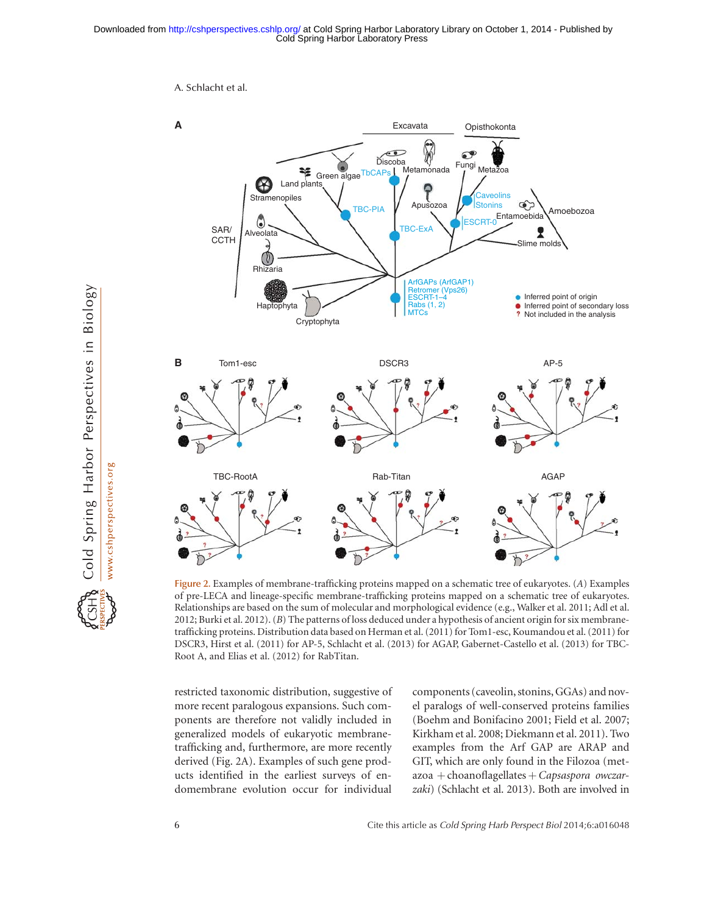Figure 2. Examples of membrane-trafficking proteins mapped on a schematic tree of eukaryotes. (*A*) Examples of pre-LECA and lineage-specific membrane-trafficking proteins mapped on a schematic tree of eukaryotes. Relationships are based on the sum of molecular and morphological evidence (e.g., Walker et al. 2011; Adl et al. 2012; Burki et al. 2012). (*B*) The patterns of loss deduced under a hypothesis of ancient origin for six membrane-trafficking proteins. Distribution data based on Herman et al. (2011) for Tom1-esc, Koumandou et al. (2011) for DSCR3, Hirst et al. (2011) for AP-5, Schlacht et al. (2013) for AGAP, Gabernet-Castello et al. (2013) for TBC-Root A, and Elias et al. (2012) for RabTitan.

restricted taxonomic distribution, suggestive of more recent paralogous expansions. Such components are therefore not validly included in generalized models of eukaryotic membrane-trafficking and, furthermore, are more recently derived (Fig. 2A). Examples of such gene products identified in the earliest surveys of endomembrane evolution occur for individual components (caveolin, stonins, GGAs) and novel paralogs of well-conserved proteins families (Boehm and Bonifacino 2001; Field et al. 2007; Kirkham et al. 2008; Diekmann et al. 2011). Two examples from the Arf GAP are ARAP and GIT, which are only found in the Filozoa (metazoa + choanoflagellates + *Capsaspora owczarzaki*) (Schlacht et al. 2013). Both are involved in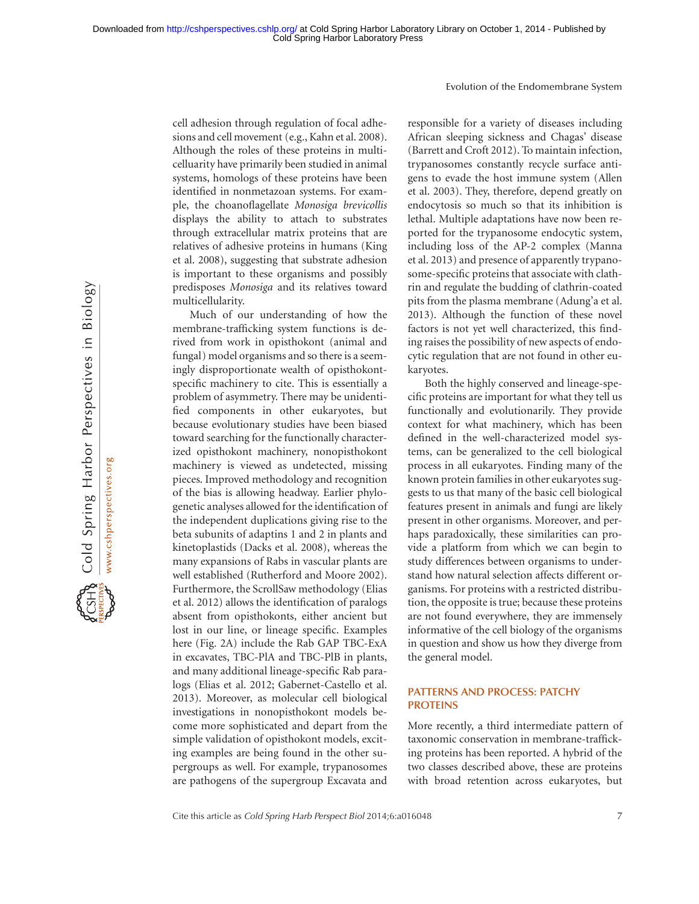cell adhesion through regulation of focal adhesions and cell movement (e.g., Kahn et al. 2008). Although the roles of these proteins in multicellularity have primarily been studied in animal systems, homologs of these proteins have been identified in nonmetazoan systems. For example, the choanoflagellate *Monosiga brevicollis* displays the ability to attach to substrates through extracellular matrix proteins that are relatives of adhesive proteins in humans (King et al. 2008), suggesting that substrate adhesion is important to these organisms and possibly predisposes *Monosiga* and its relatives toward multicellularity.

Much of our understanding of how the membrane-trafficking system functions is derived from work in opisthokont (animal and fungal) model organisms and so there is a seemingly disproportionate wealth of opisthokont-specific machinery to cite. This is essentially a problem of asymmetry. There may be unidentified components in other eukaryotes, but because evolutionary studies have been biased toward searching for the functionally characterized opisthokont machinery, nonopisthokont machinery is viewed as undetected, missing pieces. Improved methodology and recognition of the bias is allowing headway. Earlier phylogenetic analyses allowed for the identification of the independent duplications giving rise to the beta subunits of adaptins 1 and 2 in plants and kinetoplastids (Dacks et al. 2008), whereas the many expansions of Rabs in vascular plants are well established (Rutherford and Moore 2002). Furthermore, the ScrollSaw methodology (Elias et al. 2012) allows the identification of paralogs absent from opisthokonts, either ancient but lost in our line, or lineage specific. Examples here (Fig. 2A) include the Rab GAP TBC-ExA in excavates, TBC-PlA and TBC-PlB in plants, and many additional lineage-specific Rab paralogs (Elias et al. 2012; Gabernet-Castello et al. 2013). Moreover, as molecular cell biological investigations in nonopisthokont models become more sophisticated and depart from the simple validation of opisthokont models, exciting examples are being found in the other supergroups as well. For example, trypanosomes are pathogens of the supergroup Excavata and responsible for a variety of diseases including African sleeping sickness and Chagas' disease (Barrett and Croft 2012). To maintain infection, trypanosomes constantly recycle surface antigens to evade the host immune system (Allen et al. 2003). They, therefore, depend greatly on endocytosis so much so that its inhibition is lethal. Multiple adaptations have now been reported for the trypanosome endocytic system, including loss of the AP-2 complex (Manna et al. 2013) and presence of apparently trypanosome-specific proteins that associate with clathrin and regulate the budding of clathrin-coated pits from the plasma membrane (Adung'a et al. 2013). Although the function of these novel factors is not yet well characterized, this finding raises the possibility of new aspects of endocytic regulation that are not found in other eukaryotes.

Both the highly conserved and lineage-specific proteins are important for what they tell us functionally and evolutionarily. They provide context for what machinery, which has been defined in the well-characterized model systems, can be generalized to the cell biological process in all eukaryotes. Finding many of the known protein families in other eukaryotes suggests to us that many of the basic cell biological features present in animals and fungi are likely present in other organisms. Moreover, and perhaps paradoxically, these similarities can provide a platform from which we can begin to study differences between organisms to understand how natural selection affects different organisms. For proteins with a restricted distribution, the opposite is true; because these proteins are not found everywhere, they are immensely informative of the cell biology of the organisms in question and show us how they diverge from the general model.

## PATTERNS AND PROCESS: PATCHY PROTEINS

More recently, a third intermediate pattern of taxonomic conservation in membrane-trafficking proteins has been reported. A hybrid of the two classes described above, these are proteins with broad retention across eukaryotes, but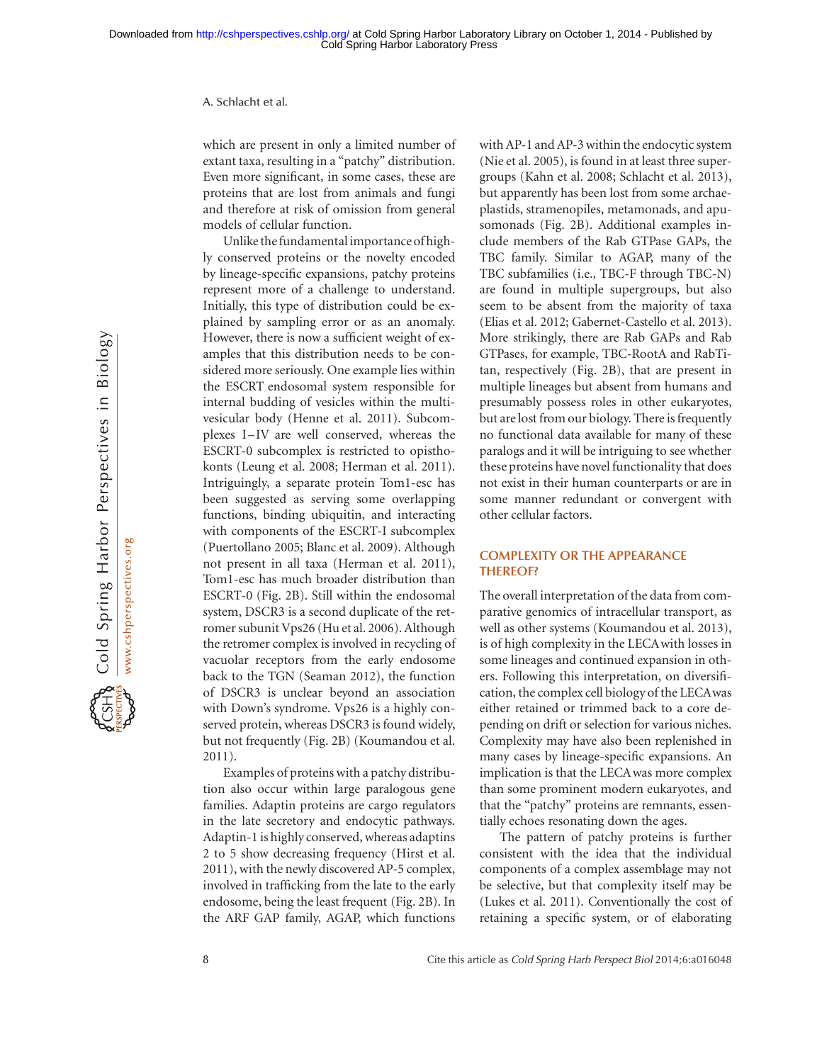which are present in only a limited number of extant taxa, resulting in a "patchy" distribution. Even more significant, in some cases, these are proteins that are lost from animals and fungi and therefore at risk of omission from general models of cellular function.

Unlike the fundamental importance of highly conserved proteins or the novelty encoded by lineage-specific expansions, patchy proteins represent more of a challenge to understand. Initially, this type of distribution could be explained by sampling error or as an anomaly. However, there is now a sufficient weight of examples that this distribution needs to be considered more seriously. One example lies within the ESCRT endosomal system responsible for internal budding of vesicles within the multivesicular body (Henne et al. 2011). Subcomplexes I–IV are well conserved, whereas the ESCRT-0 subcomplex is restricted to opisthokonts (Leung et al. 2008; Herman et al. 2011). Intriguingly, a separate protein Tom1-esc has been suggested as serving some overlapping functions, binding ubiquitin, and interacting with components of the ESCRT-I subcomplex (Puertollano 2005; Blanc et al. 2009). Although not present in all taxa (Herman et al. 2011), Tom1-esc has much broader distribution than ESCRT-0 (Fig. 2B). Still within the endosomal system, DSCR3 is a second duplicate of the retromer subunit Vps26 (Hu et al. 2006). Although the retromer complex is involved in recycling of vacuolar receptors from the early endosome back to the TGN (Seaman 2012), the function of DSCR3 is unclear beyond an association with Down's syndrome. Vps26 is a highly conserved protein, whereas DSCR3 is found widely, but not frequently (Fig. 2B) (Koumandou et al. 2011).

Examples of proteins with a patchy distribution also occur within large paralogous gene families. Adaptin proteins are cargo regulators in the late secretory and endocytic pathways. Adaptin-1 is highly conserved, whereas adaptins 2 to 5 show decreasing frequency (Hirst et al. 2011), with the newly discovered AP-5 complex, involved in trafficking from the late to the early endosome, being the least frequent (Fig. 2B). In the ARF GAP family, AGAP, which functions with AP-1 and AP-3 within the endocytic system (Nie et al. 2005), is found in at least three supergroups (Kahn et al. 2008; Schlacht et al. 2013), but apparently has been lost from some archaeplastids, stramenopiles, metamonads, and apusomonads (Fig. 2B). Additional examples include members of the Rab GTPase GAPs, the TBC family. Similar to AGAP, many of the TBC subfamilies (i.e., TBC-F through TBC-N) are found in multiple supergroups, but also seem to be absent from the majority of taxa (Elias et al. 2012; Gabernet-Castello et al. 2013). More strikingly, there are Rab GAPs and Rab GTPases, for example, TBC-RootA and RabTitan, respectively (Fig. 2B), that are present in multiple lineages but absent from humans and presumably possess roles in other eukaryotes, but are lost from our biology. There is frequently no functional data available for many of these paralogs and it will be intriguing to see whether these proteins have novel functionality that does not exist in their human counterparts or are in some manner redundant or convergent with other cellular factors.

## COMPLEXITY OR THE APPEARANCE THEREOF?

The overall interpretation of the data from comparative genomics of intracellular transport, as well as other systems (Koumandou et al. 2013), is of high complexity in the LECA with losses in some lineages and continued expansion in others. Following this interpretation, on diversification, the complex cell biology of the LECA was either retained or trimmed back to a core depending on drift or selection for various niches. Complexity may have also been replenished in many cases by lineage-specific expansions. An implication is that the LECA was more complex than some prominent modern eukaryotes, and that the "patchy" proteins are remnants, essentially echoes resonating down the ages.

The pattern of patchy proteins is further consistent with the idea that the individual components of a complex assemblage may not be selective, but that complexity itself may be (Lukes et al. 2011). Conventionally the cost of retaining a specific system, or of elaborating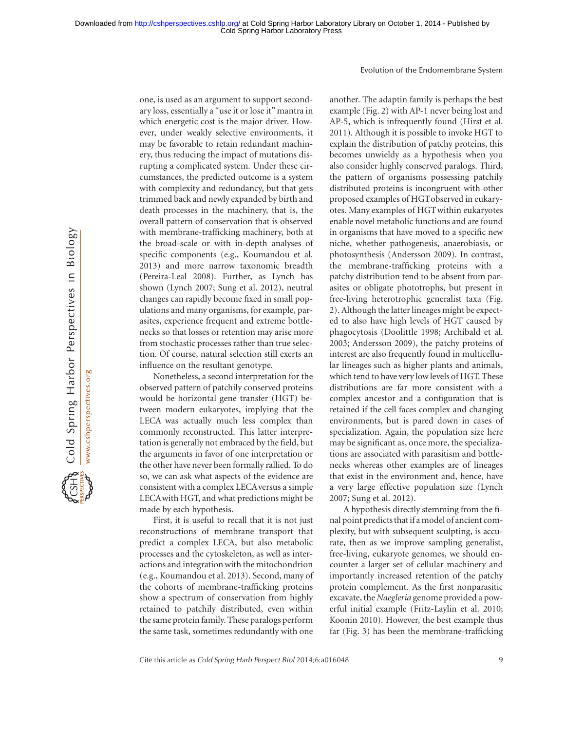one, is used as an argument to support secondary loss, essentially a "use it or lose it" mantra in which energetic cost is the major driver. However, under weakly selective environments, it may be favorable to retain redundant machinery, thus reducing the impact of mutations disrupting a complicated system. Under these circumstances, the predicted outcome is a system with complexity and redundancy, but that gets trimmed back and newly expanded by birth and death processes in the machinery, that is, the overall pattern of conservation that is observed with membrane-trafficking machinery, both at the broad-scale or with in-depth analyses of specific components (e.g., Koumandou et al. 2013) and more narrow taxonomic breadth (Pereira-Leal 2008). Further, as Lynch has shown (Lynch 2007; Sung et al. 2012), neutral changes can rapidly become fixed in small populations and many organisms, for example, parasites, experience frequent and extreme bottlenecks so that losses or retention may arise more from stochastic processes rather than true selection. Of course, natural selection still exerts an influence on the resultant genotype.

Nonetheless, a second interpretation for the observed pattern of patchily conserved proteins would be horizontal gene transfer (HGT) between modern eukaryotes, implying that the LECA was actually much less complex than commonly reconstructed. This latter interpretation is generally not embraced by the field, but the arguments in favor of one interpretation or the other have never been formally rallied. To do so, we can ask what aspects of the evidence are consistent with a complex LECA versus a simple LECA with HGT, and what predictions might be made by each hypothesis.

First, it is useful to recall that it is not just reconstructions of membrane transport that predict a complex LECA, but also metabolic processes and the cytoskeleton, as well as interactions and integration with the mitochondrion (e.g., Koumandou et al. 2013). Second, many of the cohorts of membrane-trafficking proteins show a spectrum of conservation from highly retained to patchily distributed, even within the same protein family. These paralogs perform the same task, sometimes redundantly with one another. The adaptin family is perhaps the best example (Fig. 2) with AP-1 never being lost and AP-5, which is infrequently found (Hirst et al. 2011). Although it is possible to invoke HGT to explain the distribution of patchy proteins, this becomes unwieldy as a hypothesis when you also consider highly conserved paralogs. Third, the pattern of organisms possessing patchily distributed proteins is incongruent with other proposed examples of HGT observed in eukaryotes. Many examples of HGT within eukaryotes enable novel metabolic functions and are found in organisms that have moved to a specific new niche, whether pathogenesis, anaerobiasis, or photosynthesis (Andersson 2009). In contrast, the membrane-trafficking proteins with a patchy distribution tend to be absent from parasites or obligate phototrophs, but present in free-living heterotrophic generalist taxa (Fig. 2). Although the latter lineages might be expected to also have high levels of HGT caused by phagocytosis (Doolittle 1998; Archibald et al. 2003; Andersson 2009), the patchy proteins of interest are also frequently found in multicellular lineages such as higher plants and animals, which tend to have very low levels of HGT. These distributions are far more consistent with a complex ancestor and a configuration that is retained if the cell faces complex and changing environments, but is pared down in cases of specialization. Again, the population size here may be significant as, once more, the specializations are associated with parasitism and bottlenecks whereas other examples are of lineages that exist in the environment and, hence, have a very large effective population size (Lynch 2007; Sung et al. 2012).

A hypothesis directly stemming from the final point predicts that if a model of ancient complexity, but with subsequent sculpting, is accurate, then as we improve sampling generalist, free-living, eukaryote genomes, we should encounter a larger set of cellular machinery and importantly increased retention of the patchy protein complement. As the first nonparasitic excavate, the *Naegleria* genome provided a powerful initial example (Fritz-Laylin et al. 2010; Koonin 2010). However, the best example thus far (Fig. 3) has been the membrane-trafficking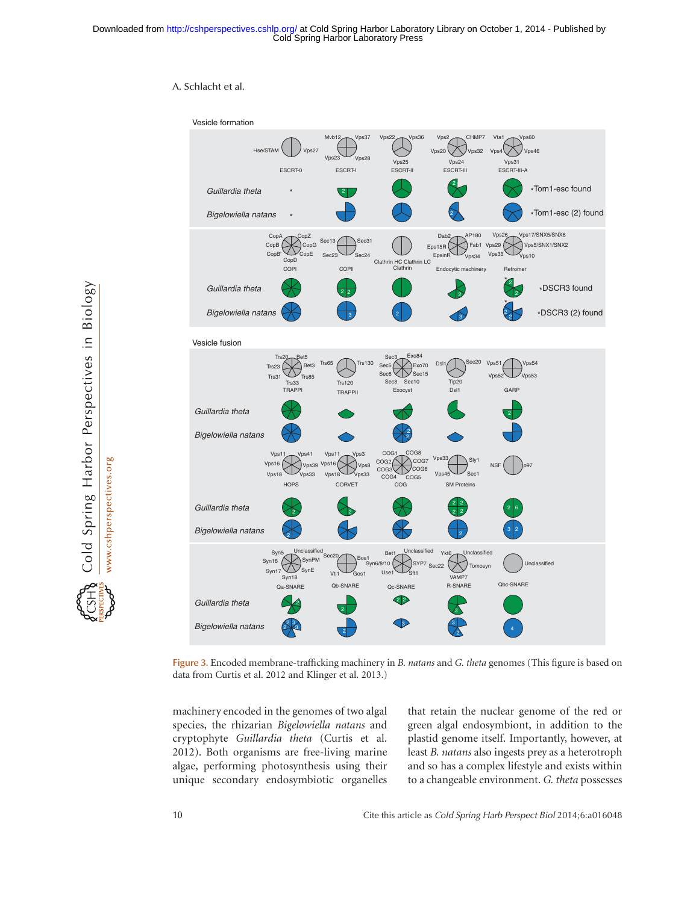Figure 3. Encoded membrane-trafficking machinery in *B. natans* and *G. theta* genomes (This figure is based on data from Curtis et al. 2012 and Klinger et al. 2013.)

machinery encoded in the genomes of two algal species, the rhizarian *Bigelowiella natans* and cryptophyte *Guillardia theta* (Curtis et al. 2012). Both organisms are free-living marine algae, performing photosynthesis using their unique secondary endosymbiotic organelles that retain the nuclear genome of the red or green algal endosymbiont, in addition to the plastid genome itself. Importantly, however, at least *B. natans* also ingests prey as a heterotroph and so has a complex lifestyle and exists within to a changeable environment. *G. theta* possesses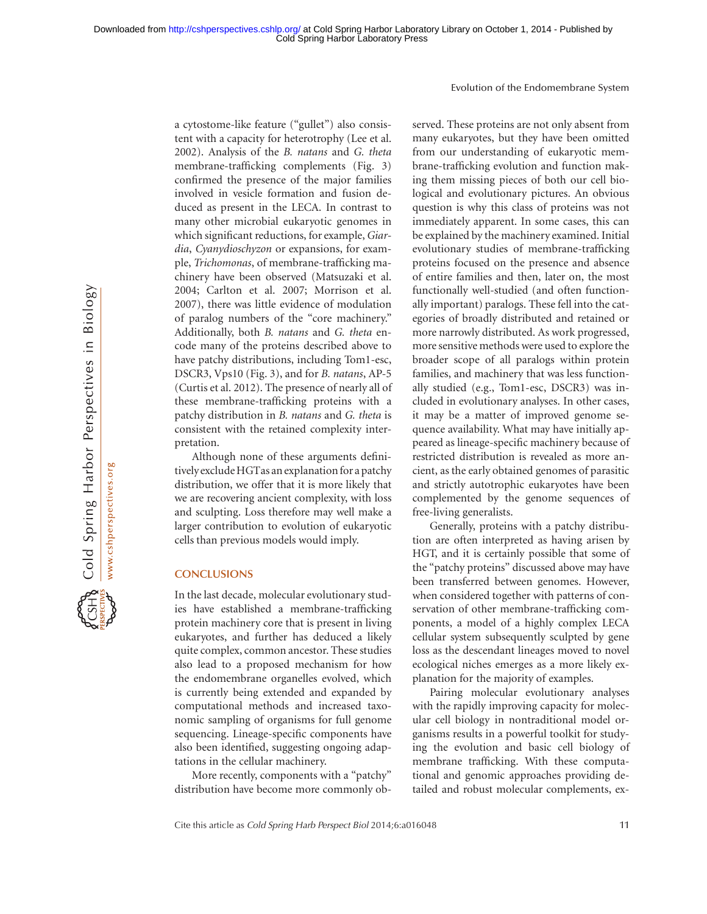a cytostome-like feature ("gullet") also consistent with a capacity for heterotrophy (Lee et al. 2002). Analysis of the *B. natans* and *G. theta* membrane-trafficking complements (Fig. 3) confirmed the presence of the major families involved in vesicle formation and fusion deduced as present in the LECA. In contrast to many other microbial eukaryotic genomes in which significant reductions, for example, *Giardia*, *Cyanydioschyzon* or expansions, for example, *Trichomonas*, of membrane-trafficking machinery have been observed (Matsuzaki et al. 2004; Carlton et al. 2007; Morrison et al. 2007), there was little evidence of modulation of paralog numbers of the "core machinery." Additionally, both *B. natans* and *G. theta* encode many of the proteins described above to have patchy distributions, including Tom1-esc, DSCR3, Vps10 (Fig. 3), and for *B. natans*, AP-5 (Curtis et al. 2012). The presence of nearly all of these membrane-trafficking proteins with a patchy distribution in *B. natans* and *G. theta* is consistent with the retained complexity interpretation.

Although none of these arguments definitively exclude HGT as an explanation for a patchy distribution, we offer that it is more likely that we are recovering ancient complexity, with loss and sculpting. Loss therefore may well make a larger contribution to evolution of eukaryotic cells than previous models would imply.

## CONCLUSIONS

In the last decade, molecular evolutionary studies have established a membrane-trafficking protein machinery core that is present in living eukaryotes, and further has deduced a likely quite complex, common ancestor. These studies also lead to a proposed mechanism for how the endomembrane organelles evolved, which is currently being extended and expanded by computational methods and increased taxonomic sampling of organisms for full genome sequencing. Lineage-specific components have also been identified, suggesting ongoing adaptations in the cellular machinery.

More recently, components with a "patchy" distribution have become more commonly observed. These proteins are not only absent from many eukaryotes, but they have been omitted from our understanding of eukaryotic membrane-trafficking evolution and function making them missing pieces of both our cell biological and evolutionary pictures. An obvious question is why this class of proteins was not immediately apparent. In some cases, this can be explained by the machinery examined. Initial evolutionary studies of membrane-trafficking proteins focused on the presence and absence of entire families and then, later on, the most functionally well-studied (and often functionally important) paralogs. These fell into the categories of broadly distributed and retained or more narrowly distributed. As work progressed, more sensitive methods were used to explore the broader scope of all paralogs within protein families, and machinery that was less functionally studied (e.g., Tom1-esc, DSCR3) was included in evolutionary analyses. In other cases, it may be a matter of improved genome sequence availability. What may have initially appeared as lineage-specific machinery because of restricted distribution is revealed as more ancient, as the early obtained genomes of parasitic and strictly autotrophic eukaryotes have been complemented by the genome sequences of free-living generalists.

Generally, proteins with a patchy distribution are often interpreted as having arisen by HGT, and it is certainly possible that some of the "patchy proteins" discussed above may have been transferred between genomes. However, when considered together with patterns of conservation of other membrane-trafficking components, a model of a highly complex LECA cellular system subsequently sculpted by gene loss as the descendant lineages moved to novel ecological niches emerges as a more likely explanation for the majority of examples.

Pairing molecular evolutionary analyses with the rapidly improving capacity for molecular cell biology in nontraditional model organisms results in a powerful toolkit for studying the evolution and basic cell biology of membrane trafficking. With these computational and genomic approaches providing detailed and robust molecular complements, ex-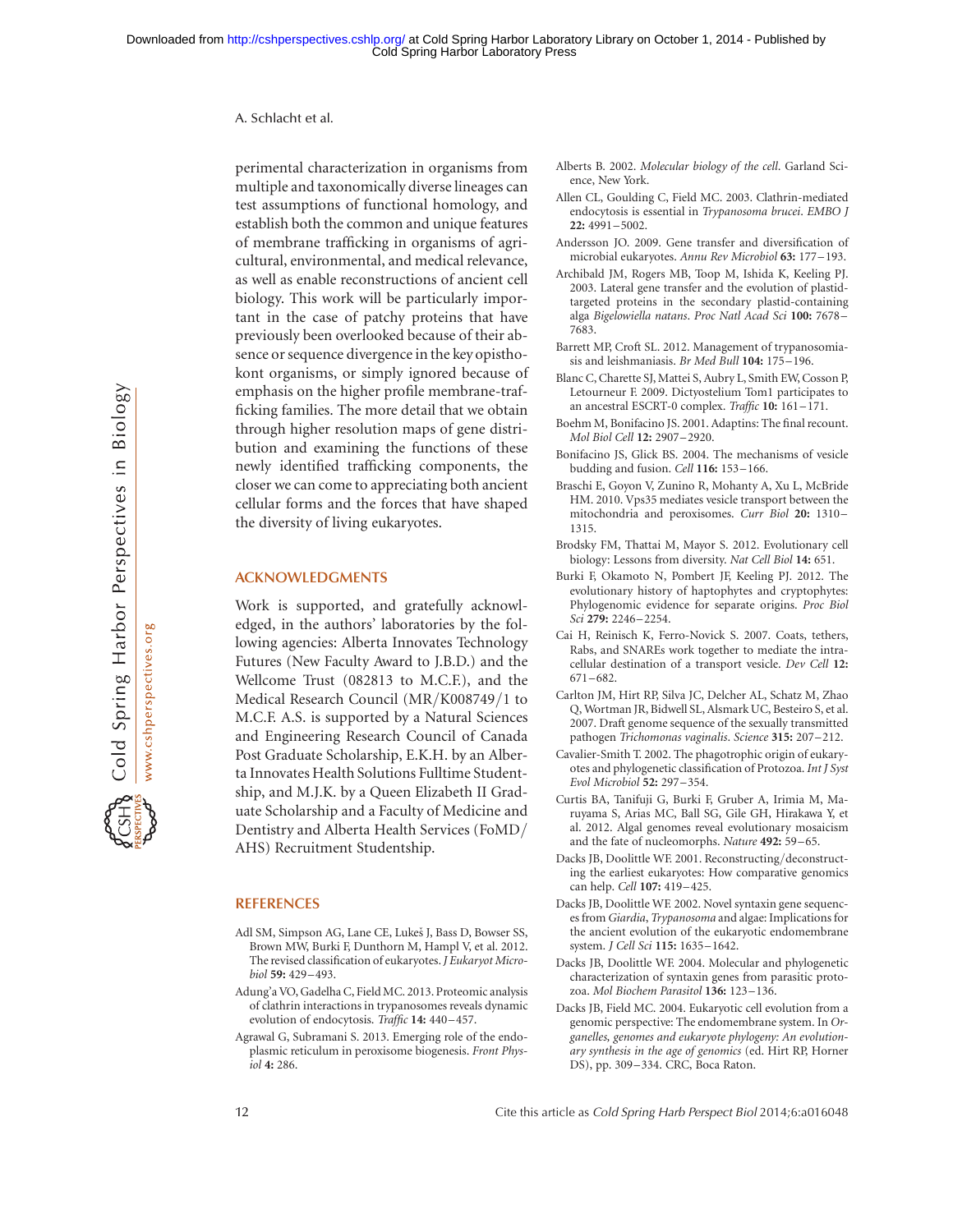perimental characterization in organisms from multiple and taxonomically diverse lineages can test assumptions of functional homology, and establish both the common and unique features of membrane trafficking in organisms of agricultural, environmental, and medical relevance, as well as enable reconstructions of ancient cell biology. This work will be particularly important in the case of patchy proteins that have previously been overlooked because of their absence or sequence divergence in the key opisthokont organisms, or simply ignored because of emphasis on the higher profile membrane-trafficking families. The more detail that we obtain through higher resolution maps of gene distribution and examining the functions of these newly identified trafficking components, the closer we can come to appreciating both ancient cellular forms and the forces that have shaped the diversity of living eukaryotes.

## ACKNOWLEDGMENTS

Work is supported, and gratefully acknowledged, in the authors' laboratories by the following agencies: Alberta Innovates Technology Futures (New Faculty Award to J.B.D.) and the Wellcome Trust (082813 to M.C.F.), and the Medical Research Council (MR/K008749/1 to M.C.F. A.S. is supported by a Natural Sciences and Engineering Research Council of Canada Post Graduate Scholarship, E.K.H. by an Alberta Innovates Health Solutions Fulltime Studentship, and M.J.K. by a Queen Elizabeth II Graduate Scholarship and a Faculty of Medicine and Dentistry and Alberta Health Services (FoMD/AHS) Recruitment Studentship.

## REFERENCES

Adl SM, Simpson AG, Lane CE, Lukeš J, Bass D, Bowser SS, Brown MW, Burki F, Dunthorn M, Hampl V, et al. 2012. The revised classification of eukaryotes. *J Eukaryot Microbiol* **59:** 429–493.

Adung'a VO, Gadelha C, Field MC. 2013. Proteomic analysis of clathrin interactions in trypanosomes reveals dynamic evolution of endocytosis. *Traffic* **14:** 440–457.

Agrawal G, Subramani S. 2013. Emerging role of the endoplasmic reticulum in peroxisome biogenesis. *Front Physiol* **4:** 286.

Alberts B. 2002. *Molecular biology of the cell*. Garland Science, New York.

Allen CL, Goulding C, Field MC. 2003. Clathrin-mediated endocytosis is essential in *Trypanosoma brucei*. *EMBO J* **22:** 4991–5002.

Andersson JO. 2009. Gene transfer and diversification of microbial eukaryotes. *Annu Rev Microbiol* **63:** 177–193.

Archibald JM, Rogers MB, Toop M, Ishida K, Keeling PJ. 2003. Lateral gene transfer and the evolution of plastid-targeted proteins in the secondary plastid-containing alga *Bigelowiella natans*. *Proc Natl Acad Sci* **100:** 7678–7683.

Barrett MP, Croft SL. 2012. Management of trypanosomiasis and leishmaniasis. *Br Med Bull* **104:** 175–196.

Blanc C, Charette SJ, Mattei S, Aubry L, Smith EW, Cosson P, Letourneur F. 2009. Dictyostelium Tom1 participates to an ancestral ESCRT-0 complex. *Traffic* **10:** 161–171.

Boehm M, Bonifacino JS. 2001. Adaptins: The final recount. *Mol Biol Cell* **12:** 2907–2920.

Bonifacino JS, Glick BS. 2004. The mechanisms of vesicle budding and fusion. *Cell* **116:** 153–166.

Braschi E, Goyon V, Zunino R, Mohanty A, Xu L, McBride HM. 2010. Vps35 mediates vesicle transport between the mitochondria and peroxisomes. *Curr Biol* **20:** 1310–1315.

Brodsky FM, Thattai M, Mayor S. 2012. Evolutionary cell biology: Lessons from diversity. *Nat Cell Biol* **14:** 651.

Burki F, Okamoto N, Pombert JF, Keeling PJ. 2012. The evolutionary history of haptophytes and cryptophytes: Phylogenomic evidence for separate origins. *Proc Biol Sci* **279:** 2246–2254.

Cai H, Reinisch K, Ferro-Novick S. 2007. Coats, tethers, Rabs, and SNAREs work together to mediate the intracellular destination of a transport vesicle. *Dev Cell* **12:** 671–682.

Carlton JM, Hirt RP, Silva JC, Delcher AL, Schatz M, Zhao Q, Wortman JR, Bidwell SL, Alsmark UC, Besteiro S, et al. 2007. Draft genome sequence of the sexually transmitted pathogen *Trichomonas vaginalis*. *Science* **315:** 207–212.

Cavalier-Smith T. 2002. The phagotrophic origin of eukaryotes and phylogenetic classification of Protozoa. *Int J Syst Evol Microbiol* **52:** 297–354.

Curtis BA, Tanifuji G, Burki F, Gruber A, Irimia M, Maruyama S, Arias MC, Ball SG, Gile GH, Hirakawa Y, et al. 2012. Algal genomes reveal evolutionary mosaicism and the fate of nucleomorphs. *Nature* **492:** 59–65.

Dacks JB, Doolittle WF. 2001. Reconstructing/deconstructing the earliest eukaryotes: How comparative genomics can help. *Cell* **107:** 419–425.

Dacks JB, Doolittle WF. 2002. Novel syntaxin gene sequences from *Giardia*, *Trypanosoma* and algae: Implications for the ancient evolution of the eukaryotic endomembrane system. *J Cell Sci* **115:** 1635–1642.

Dacks JB, Doolittle WF. 2004. Molecular and phylogenetic characterization of syntaxin genes from parasitic protozoa. *Mol Biochem Parasitol* **136:** 123–136.

Dacks JB, Field MC. 2004. Eukaryotic cell evolution from a genomic perspective: The endomembrane system. In *Organelles, genomes and eukaryote phylogeny: An evolutionary synthesis in the age of genomics* (ed. Hirt RP, Horner DS), pp. 309–334. CRC, Boca Raton.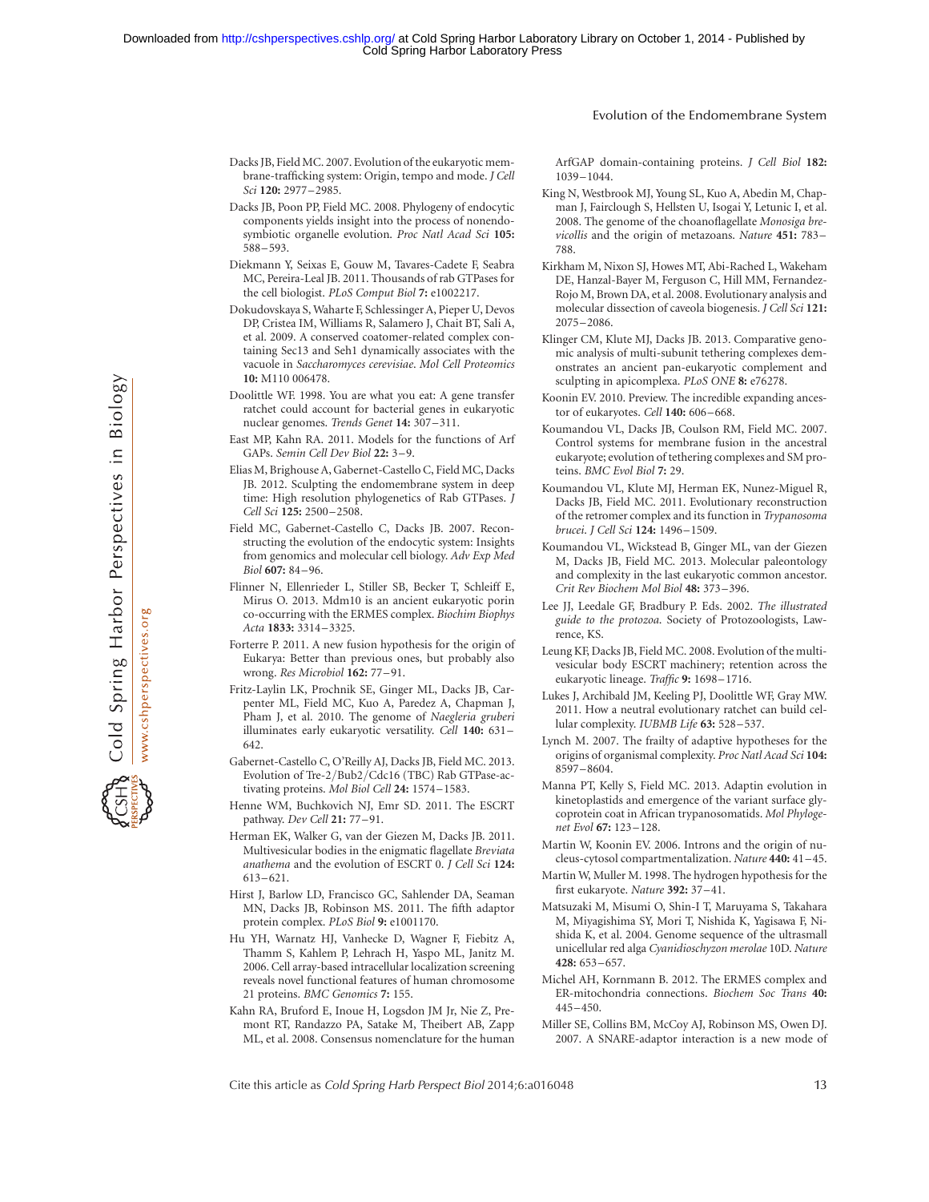Dacks JB, Field MC. 2007. Evolution of the eukaryotic membrane-trafficking system: Origin, tempo and mode. *J Cell Sci* **120:** 2977–2985.

Dacks JB, Poon PP, Field MC. 2008. Phylogeny of endocytic components yields insight into the process of nonendosymbiotic organelle evolution. *Proc Natl Acad Sci* **105:** 588–593.

Diekmann Y, Seixas E, Gouw M, Tavares-Cadete F, Seabra MC, Pereira-Leal JB. 2011. Thousands of rab GTPases for the cell biologist. *PLoS Comput Biol* **7:** e1002217.

Dokudovskaya S, Waharte F, Schlessinger A, Pieper U, Devos DP, Cristea IM, Williams R, Salamero J, Chait BT, Sali A, et al. 2009. A conserved coatomer-related complex containing Sec13 and Seh1 dynamically associates with the vacuole in *Saccharomyces cerevisiae*. *Mol Cell Proteomics* **10:** M110 006478.

Doolittle WF. 1998. You are what you eat: A gene transfer ratchet could account for bacterial genes in eukaryotic nuclear genomes. *Trends Genet* **14:** 307–311.

East MP, Kahn RA. 2011. Models for the functions of Arf GAPs. *Semin Cell Dev Biol* **22:** 3–9.

Elias M, Brighouse A, Gabernet-Castello C, Field MC, Dacks JB. 2012. Sculpting the endomembrane system in deep time: High resolution phylogenetics of Rab GTPases. *J Cell Sci* **125:** 2500–2508.

Field MC, Gabernet-Castello C, Dacks JB. 2007. Reconstructing the evolution of the endocytic system: Insights from genomics and molecular cell biology. *Adv Exp Med Biol* **607:** 84–96.

Flinner N, Ellenrieder L, Stiller SB, Becker T, Schleiff E, Mirus O. 2013. Mdm10 is an ancient eukaryotic porin co-occurring with the ERMES complex. *Biochim Biophys Acta* **1833:** 3314–3325.

Forterre P. 2011. A new fusion hypothesis for the origin of Eukarya: Better than previous ones, but probably also wrong. *Res Microbiol* **162:** 77–91.

Fritz-Laylin LK, Prochnik SE, Ginger ML, Dacks JB, Carpenter ML, Field MC, Kuo A, Paredez A, Chapman J, Pham J, et al. 2010. The genome of *Naegleria gruberi* illuminates early eukaryotic versatility. *Cell* **140:** 631–642.

Gabernet-Castello C, O'Reilly AJ, Dacks JB, Field MC. 2013. Evolution of Tre-2/Bub2/Cdc16 (TBC) Rab GTPase-activating proteins. *Mol Biol Cell* **24:** 1574–1583.

Henne WM, Buchkovich NJ, Emr SD. 2011. The ESCRT pathway. *Dev Cell* **21:** 77–91.

Herman EK, Walker G, van der Giezen M, Dacks JB. 2011. Multivesicular bodies in the enigmatic flagellate *Breviata anathema* and the evolution of ESCRT 0. *J Cell Sci* **124:** 613–621.

Hirst J, Barlow LD, Francisco GC, Sahlender DA, Seaman MN, Dacks JB, Robinson MS. 2011. The fifth adaptor protein complex. *PLoS Biol* **9:** e1001170.

Hu YH, Warnatz HJ, Vanhecke D, Wagner F, Fiebitz A, Thamm S, Kahlem P, Lehrach H, Yaspo ML, Janitz M. 2006. Cell array-based intracellular localization screening reveals novel functional features of human chromosome 21 proteins. *BMC Genomics* **7:** 155.

Kahn RA, Bruford E, Inoue H, Logsdon JM Jr, Nie Z, Premont RT, Randazzo PA, Satake M, Theibert AB, Zapp ML, et al. 2008. Consensus nomenclature for the human ArfGAP domain-containing proteins. *J Cell Biol* **182:** 1039–1044.

King N, Westbrook MJ, Young SL, Kuo A, Abedin M, Chapman J, Fairclough S, Hellsten U, Isogai Y, Letunic I, et al. 2008. The genome of the choanoflagellate *Monosiga brevicollis* and the origin of metazoans. *Nature* **451:** 783–788.

Kirkham M, Nixon SJ, Howes MT, Abi-Rached L, Wakeham DE, Hanzal-Bayer M, Ferguson C, Hill MM, Fernandez-Rojo M, Brown DA, et al. 2008. Evolutionary analysis and molecular dissection of caveola biogenesis. *J Cell Sci* **121:** 2075–2086.

Klinger CM, Klute MJ, Dacks JB. 2013. Comparative genomic analysis of multi-subunit tethering complexes demonstrates an ancient pan-eukaryotic complement and sculpting in apicomplexa. *PLoS ONE* **8:** e76278.

Koonin EV. 2010. Preview. The incredible expanding ancestor of eukaryotes. *Cell* **140:** 606–668.

Koumandou VL, Dacks JB, Coulson RM, Field MC. 2007. Control systems for membrane fusion in the ancestral eukaryote; evolution of tethering complexes and SM proteins. *BMC Evol Biol* **7:** 29.

Koumandou VL, Klute MJ, Herman EK, Nunez-Miguel R, Dacks JB, Field MC. 2011. Evolutionary reconstruction of the retromer complex and its function in *Trypanosoma brucei*. *J Cell Sci* **124:** 1496–1509.

Koumandou VL, Wickstead B, Ginger ML, van der Giezen M, Dacks JB, Field MC. 2013. Molecular paleontology and complexity in the last eukaryotic common ancestor. *Crit Rev Biochem Mol Biol* **48:** 373–396.

Lee JJ, Leedale GF, Bradbury P. Eds. 2002. *The illustrated guide to the protozoa*. Society of Protozoologists, Lawrence, KS.

Leung KF, Dacks JB, Field MC. 2008. Evolution of the multivesicular body ESCRT machinery; retention across the eukaryotic lineage. *Traffic* **9:** 1698–1716.

Lukes J, Archibald JM, Keeling PJ, Doolittle WF, Gray MW. 2011. How a neutral evolutionary ratchet can build cellular complexity. *IUBMB Life* **63:** 528–537.

Lynch M. 2007. The frailty of adaptive hypotheses for the origins of organismal complexity. *Proc Natl Acad Sci* **104:** 8597–8604.

Manna PT, Kelly S, Field MC. 2013. Adaptin evolution in kinetoplastids and emergence of the variant surface glycoprotein coat in African trypanosomatids. *Mol Phylogenet Evol* **67:** 123–128.

Martin W, Koonin EV. 2006. Introns and the origin of nucleus-cytosol compartmentalization. *Nature* **440:** 41–45.

Martin W, Muller M. 1998. The hydrogen hypothesis for the first eukaryote. *Nature* **392:** 37–41.

Matsuzaki M, Misumi O, Shin-I T, Maruyama S, Takahara M, Miyagishima SY, Mori T, Nishida K, Yagisawa F, Nishida K, et al. 2004. Genome sequence of the ultrasmall unicellular red alga *Cyanidioschyzon merolae* 10D. *Nature* **428:** 653–657.

Michel AH, Kornmann B. 2012. The ERMES complex and ER-mitochondria connections. *Biochem Soc Trans* **40:** 445–450.

Miller SE, Collins BM, McCoy AJ, Robinson MS, Owen DJ. 2007. A SNARE-adaptor interaction is a new mode of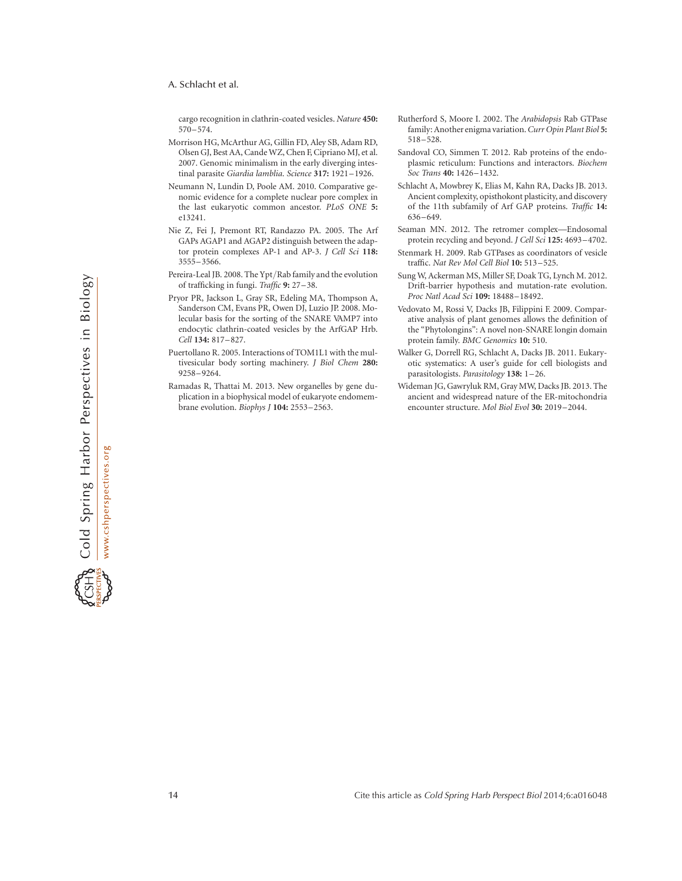cargo recognition in clathrin-coated vesicles. *Nature* **450:** 570–574.

Morrison HG, McArthur AG, Gillin FD, Aley SB, Adam RD, Olsen GJ, Best AA, Cande WZ, Chen F, Cipriano MJ, et al. 2007. Genomic minimalism in the early diverging intestinal parasite *Giardia lamblia*. *Science* **317:** 1921–1926.

Neumann N, Lundin D, Poole AM. 2010. Comparative genomic evidence for a complete nuclear pore complex in the last eukaryotic common ancestor. *PLoS ONE* **5:** e13241.

Nie Z, Fei J, Premont RT, Randazzo PA. 2005. The Arf GAPs AGAP1 and AGAP2 distinguish between the adaptor protein complexes AP-1 and AP-3. *J Cell Sci* **118:** 3555–3566.

Pereira-Leal JB. 2008. The Ypt/Rab family and the evolution of trafficking in fungi. *Traffic* **9:** 27–38.

Pryor PR, Jackson L, Gray SR, Edeling MA, Thompson A, Sanderson CM, Evans PR, Owen DJ, Luzio JP. 2008. Molecular basis for the sorting of the SNARE VAMP7 into endocytic clathrin-coated vesicles by the ArfGAP Hrb. *Cell* **134:** 817–827.

Puertollano R. 2005. Interactions of TOM1L1 with the multivesicular body sorting machinery. *J Biol Chem* **280:** 9258–9264.

Ramadas R, Thattai M. 2013. New organelles by gene duplication in a biophysical model of eukaryote endomembrane evolution. *Biophys J* **104:** 2553–2563.

Rutherford S, Moore I. 2002. The *Arabidopsis* Rab GTPase family: Another enigma variation. *Curr Opin Plant Biol* **5:** 518–528.

Sandoval CO, Simmen T. 2012. Rab proteins of the endoplasmic reticulum: Functions and interactors. *Biochem Soc Trans* **40:** 1426–1432.

Schlacht A, Mowbrey K, Elias M, Kahn RA, Dacks JB. 2013. Ancient complexity, opisthokont plasticity, and discovery of the 11th subfamily of Arf GAP proteins. *Traffic* **14:** 636–649.

Seaman MN. 2012. The retromer complex—Endosomal protein recycling and beyond. *J Cell Sci* **125:** 4693–4702.

Stenmark H. 2009. Rab GTPases as coordinators of vesicle traffic. *Nat Rev Mol Cell Biol* **10:** 513–525.

Sung W, Ackerman MS, Miller SF, Doak TG, Lynch M. 2012. Drift-barrier hypothesis and mutation-rate evolution. *Proc Natl Acad Sci* **109:** 18488–18492.

Vedovato M, Rossi V, Dacks JB, Filippini F. 2009. Comparative analysis of plant genomes allows the definition of the "Phytolongins": A novel non-SNARE longin domain protein family. *BMC Genomics* **10:** 510.

Walker G, Dorrell RG, Schlacht A, Dacks JB. 2011. Eukaryotic systematics: A user's guide for cell biologists and parasitologists. *Parasitology* **138:** 1–26.

Wideman JG, Gawryluk RM, Gray MW, Dacks JB. 2013. The ancient and widespread nature of the ER-mitochondria encounter structure. *Mol Biol Evol* **30:** 2019–2044.